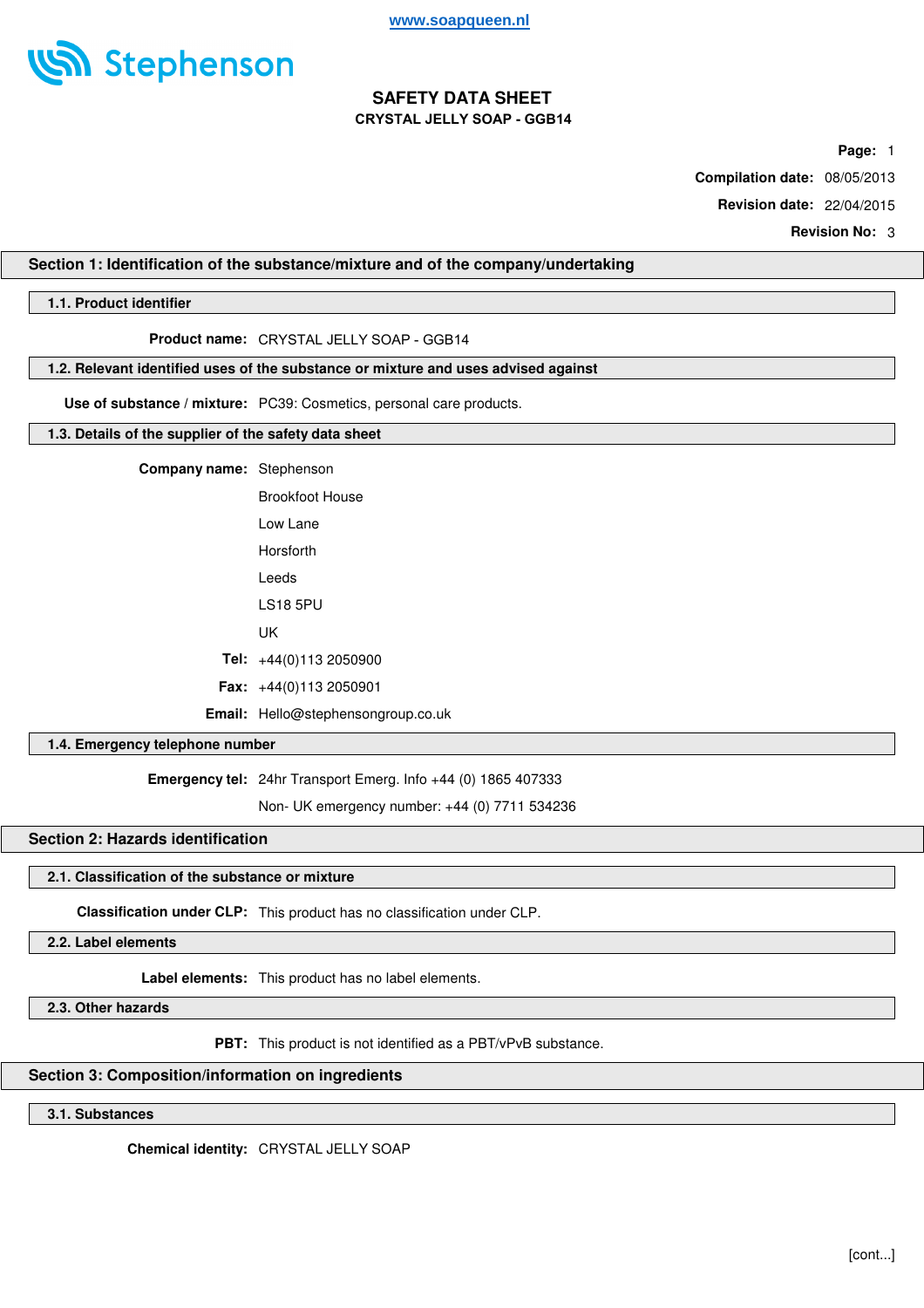www.soapqueen.nl

Stephenson

# SAFETY DATA SHEET

**CRYSTAL JELLY SOAP - GGB14**

**Compilation date:** 08/05/2013

**Revision date:** 22/04/2015

**Revision No:** 3

## Section 1: Identification of the substance/mixture and of the company/undertaking

### 1.1. Product identifier

**Product name:** CRYSTAL JELLY SOAP - GGB14

### 1.2. Relevant identified uses of the substance or mixture and uses advised against

**Use of substance / mixture:** PC39: Cosmetics, personal care products.

### 1.3. Details of the supplier of the safety data sheet

**Company name:** Stephenson

Brookfoot House

Low Lane

Horsforth

Leeds

LS18 5PU

UK

**Tel:** +44(0)113 2050900

**Fax:** +44(0)113 2050901

**Email:** Hello@stephensongroup.co.uk

### 1.4. Emergency telephone number

**Emergency tel:** 24hr Transport Emerg. Info +44 (0) 1865 407333

Non- UK emergency number: +44 (0) 7711 534236

## Section 2: Hazards identification

### 2.1. Classification of the substance or mixture

**Classification under CLP:** This product has no classification under CLP.

### 2.2. Label elements

**Label elements:** This product has no label elements.

### 2.3. Other hazards

**PBT:** This product is not identified as a PBT/vPvB substance.

## Section 3: Composition/information on ingredients

### 3.1. Substances

**Chemical identity:** CRYSTAL JELLY SOAP

[cont...]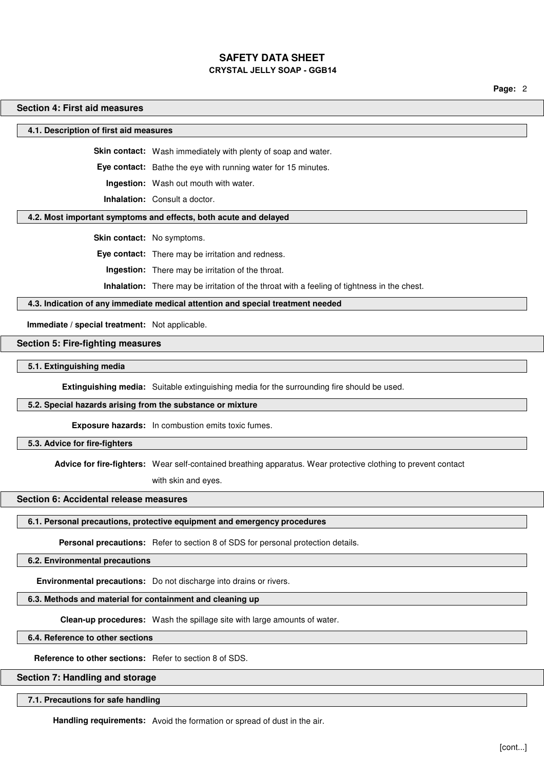## Section 4: First aid measures

### 4.1. Description of first aid measures

**Skin contact:** Wash immediately with plenty of soap and water.

**Eye contact:** Bathe the eye with running water for 15 minutes.

**Ingestion:** Wash out mouth with water.

**Inhalation:** Consult a doctor.

### 4.2. Most important symptoms and effects, both acute and delayed

**Skin contact:** No symptoms.

**Eye contact:** There may be irritation and redness.

**Ingestion:** There may be irritation of the throat.

**Inhalation:** There may be irritation of the throat with a feeling of tightness in the chest.

### 4.3. Indication of any immediate medical attention and special treatment needed

**Immediate / special treatment:** Not applicable.

## Section 5: Fire-fighting measures

### 5.1. Extinguishing media

**Extinguishing media:** Suitable extinguishing media for the surrounding fire should be used.

### 5.2. Special hazards arising from the substance or mixture

**Exposure hazards:** In combustion emits toxic fumes.

### 5.3. Advice for fire-fighters

**Advice for fire-fighters:** Wear self-contained breathing apparatus. Wear protective clothing to prevent contact with skin and eyes.

## Section 6: Accidental release measures

### 6.1. Personal precautions, protective equipment and emergency procedures

**Personal precautions:** Refer to section 8 of SDS for personal protection details.

### 6.2. Environmental precautions

**Environmental precautions:** Do not discharge into drains or rivers.

### 6.3. Methods and material for containment and cleaning up

**Clean-up procedures:** Wash the spillage site with large amounts of water.

### 6.4. Reference to other sections

**Reference to other sections:** Refer to section 8 of SDS.

## Section 7: Handling and storage

### 7.1. Precautions for safe handling

**Handling requirements:** Avoid the formation or spread of dust in the air.

[cont...]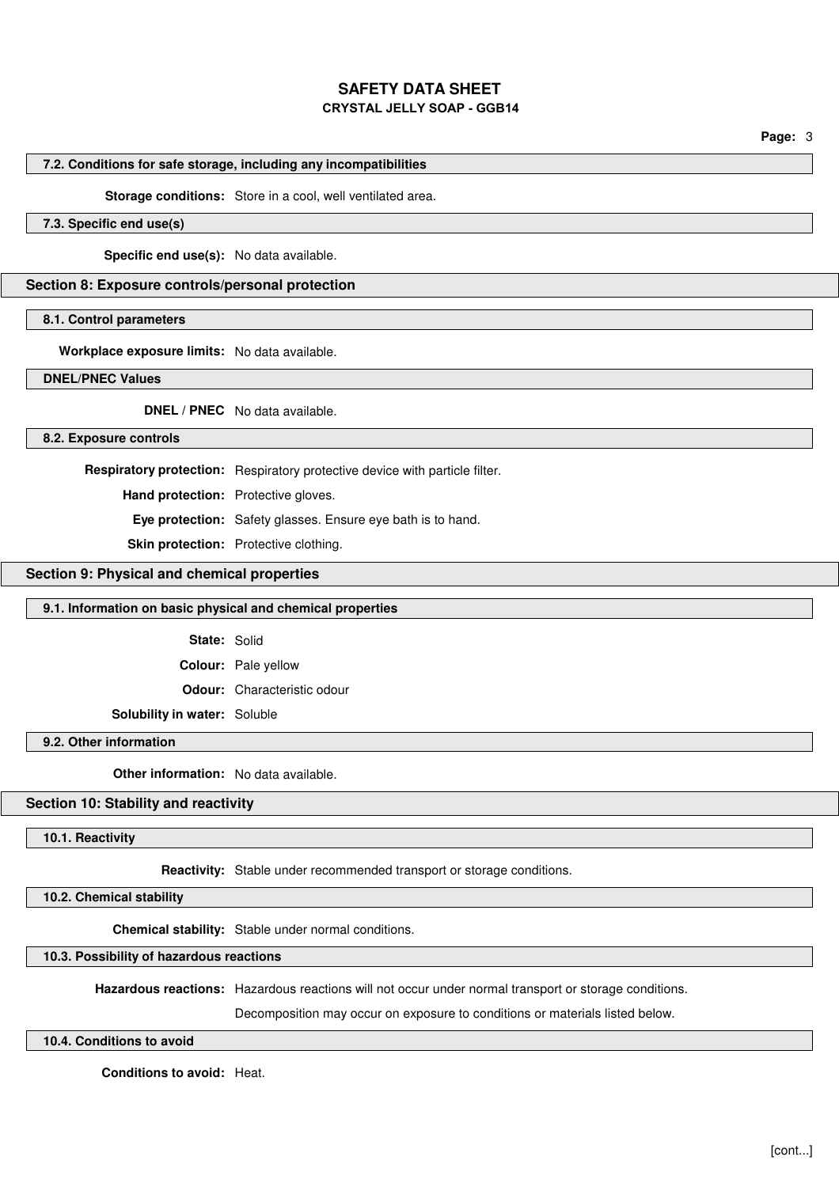### 7.2. Conditions for safe storage, including any incompatibilities

**Storage conditions:** Store in a cool, well ventilated area.

### 7.3. Specific end use(s)

**Specific end use(s):** No data available.

## Section 8: Exposure controls/personal protection

### 8.1. Control parameters

**Workplace exposure limits:** No data available.

### DNEL/PNEC Values

**DNEL / PNEC** No data available.

### 8.2. Exposure controls

**Respiratory protection:** Respiratory protective device with particle filter.

**Hand protection:** Protective gloves.

**Eye protection:** Safety glasses. Ensure eye bath is to hand.

**Skin protection:** Protective clothing.

## Section 9: Physical and chemical properties

### 9.1. Information on basic physical and chemical properties

**State:** Solid

**Colour:** Pale yellow

**Odour:** Characteristic odour

**Solubility in water:** Soluble

### 9.2. Other information

**Other information:** No data available.

## Section 10: Stability and reactivity

### 10.1. Reactivity

**Reactivity:** Stable under recommended transport or storage conditions.

### 10.2. Chemical stability

**Chemical stability:** Stable under normal conditions.

### 10.3. Possibility of hazardous reactions

**Hazardous reactions:** Hazardous reactions will not occur under normal transport or storage conditions.

Decomposition may occur on exposure to conditions or materials listed below.

### 10.4. Conditions to avoid

**Conditions to avoid:** Heat.

[cont...]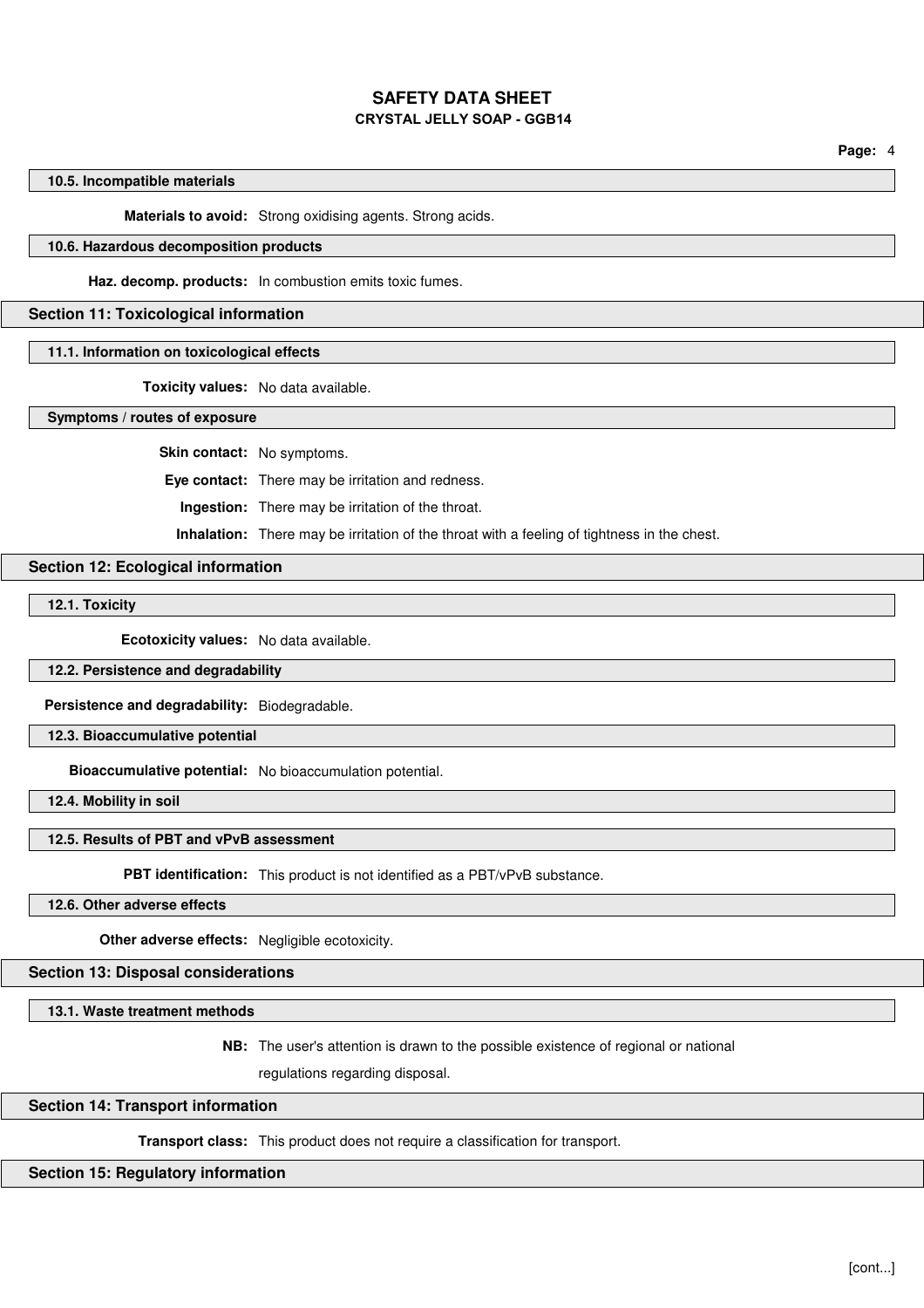### 10.5. Incompatible materials

**Materials to avoid:** Strong oxidising agents. Strong acids.

### 10.6. Hazardous decomposition products

**Haz. decomp. products:** In combustion emits toxic fumes.

## Section 11: Toxicological information

### 11.1. Information on toxicological effects

**Toxicity values:** No data available.

### Symptoms / routes of exposure

**Skin contact:** No symptoms.

**Eye contact:** There may be irritation and redness.

**Ingestion:** There may be irritation of the throat.

**Inhalation:** There may be irritation of the throat with a feeling of tightness in the chest.

## Section 12: Ecological information

### 12.1. Toxicity

**Ecotoxicity values:** No data available.

### 12.2. Persistence and degradability

**Persistence and degradability:** Biodegradable.

### 12.3. Bioaccumulative potential

**Bioaccumulative potential:** No bioaccumulation potential.

### 12.4. Mobility in soil

### 12.5. Results of PBT and vPvB assessment

**PBT identification:** This product is not identified as a PBT/vPvB substance.

### 12.6. Other adverse effects

**Other adverse effects:** Negligible ecotoxicity.

## Section 13: Disposal considerations

### 13.1. Waste treatment methods

**NB:** The user's attention is drawn to the possible existence of regional or national regulations regarding disposal.

## Section 14: Transport information

**Transport class:** This product does not require a classification for transport.

## Section 15: Regulatory information

[cont...]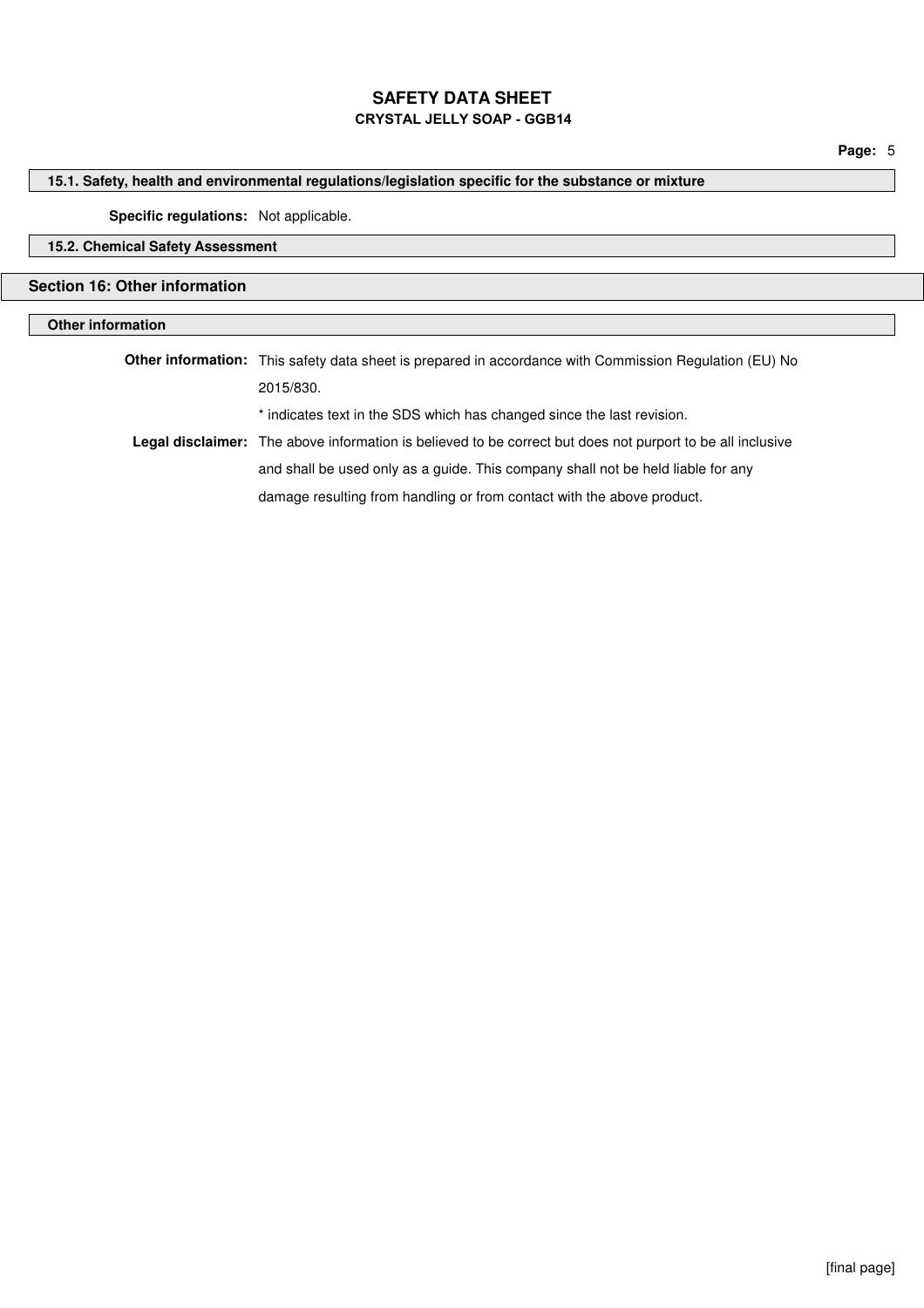### 15.1. Safety, health and environmental regulations/legislation specific for the substance or mixture

**Specific regulations:** Not applicable.

### 15.2. Chemical Safety Assessment

## Section 16: Other information

### Other information

**Other information:** This safety data sheet is prepared in accordance with Commission Regulation (EU) No 2015/830.

* indicates text in the SDS which has changed since the last revision.

**Legal disclaimer:** The above information is believed to be correct but does not purport to be all inclusive and shall be used only as a guide. This company shall not be held liable for any damage resulting from handling or from contact with the above product.

[final page]